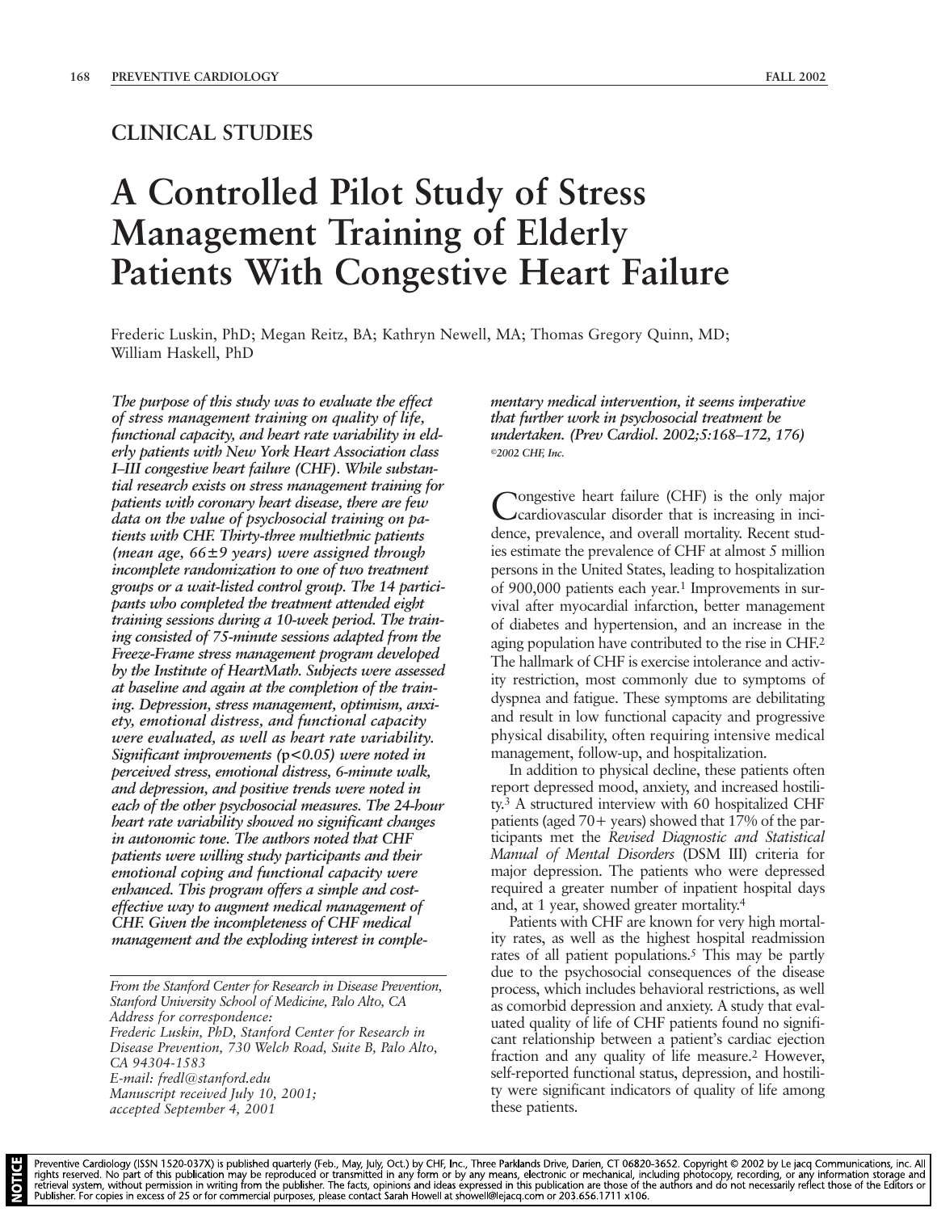## CLINICAL STUDIES

# A Controlled Pilot Study of Stress Management Training of Elderly Patients With Congestive Heart Failure

Frederic Luskin, PhD; Megan Reitz, BA; Kathryn Newell, MA; Thomas Gregory Quinn, MD; William Haskell, PhD

***The purpose of this study was to evaluate the effect of stress management training on quality of life, functional capacity, and heart rate variability in elderly patients with New York Heart Association class I–III congestive heart failure (CHF). While substantial research exists on stress management training for patients with coronary heart disease, there are few data on the value of psychosocial training on patients with CHF. Thirty-three multiethnic patients (mean age, 66±9 years) were assigned through incomplete randomization to one of two treatment groups or a wait-listed control group. The 14 participants who completed the treatment attended eight training sessions during a 10-week period. The training consisted of 75-minute sessions adapted from the Freeze-Frame stress management program developed by the Institute of HeartMath. Subjects were assessed at baseline and again at the completion of the training. Depression, stress management, optimism, anxiety, emotional distress, and functional capacity were evaluated, as well as heart rate variability. Significant improvements ($p<0.05$) were noted in perceived stress, emotional distress, 6-minute walk, and depression, and positive trends were noted in each of the other psychosocial measures. The 24-hour heart rate variability showed no significant changes in autonomic tone. The authors noted that CHF patients were willing study participants and their emotional coping and functional capacity were enhanced. This program offers a simple and cost-effective way to augment medical management of CHF. Given the incompleteness of CHF medical management and the exploding interest in complementary medical intervention, it seems imperative that further work in psychosocial treatment be undertaken. (Prev Cardiol. 2002;5:168–172, 176)***

*©2002 CHF, Inc.*

*From the Stanford Center for Research in Disease Prevention, Stanford University School of Medicine, Palo Alto, CA*
*Address for correspondence:*
*Frederic Luskin, PhD, Stanford Center for Research in Disease Prevention, 730 Welch Road, Suite B, Palo Alto, CA 94304-1583*
*E-mail: fredl@stanford.edu*
*Manuscript received July 10, 2001; accepted September 4, 2001*

Congestive heart failure (CHF) is the only major cardiovascular disorder that is increasing in incidence, prevalence, and overall mortality. Recent studies estimate the prevalence of CHF at almost 5 million persons in the United States, leading to hospitalization of 900,000 patients each year.[1] Improvements in survival after myocardial infarction, better management of diabetes and hypertension, and an increase in the aging population have contributed to the rise in CHF.[2] The hallmark of CHF is exercise intolerance and activity restriction, most commonly due to symptoms of dyspnea and fatigue. These symptoms are debilitating and result in low functional capacity and progressive physical disability, often requiring intensive medical management, follow-up, and hospitalization.

In addition to physical decline, these patients often report depressed mood, anxiety, and increased hostility.[3] A structured interview with 60 hospitalized CHF patients (aged 70+ years) showed that 17% of the participants met the *Revised Diagnostic and Statistical Manual of Mental Disorders* (DSM III) criteria for major depression. The patients who were depressed required a greater number of inpatient hospital days and, at 1 year, showed greater mortality.[4]

Patients with CHF are known for very high mortality rates, as well as the highest hospital readmission rates of all patient populations.[5] This may be partly due to the psychosocial consequences of the disease process, which includes behavioral restrictions, as well as comorbid depression and anxiety. A study that evaluated quality of life of CHF patients found no significant relationship between a patient's cardiac ejection fraction and any quality of life measure.[2] However, self-reported functional status, depression, and hostility were significant indicators of quality of life among these patients.

NOTICE Preventive Cardiology (ISSN 1520-037X) is published quarterly (Feb., May, July, Oct.) by CHF, Inc., Three Parklands Drive, Darien, CT 06820-3652. Copyright © 2002 by Le jacq Communications, inc. All rights reserved. No part of this publication may be reproduced or transmitted in any form or by any means, electronic or mechanical, including photocopy, recording, or any information storage and retrieval system, without permission in writing from the publisher. The facts, opinions and ideas expressed in this publication are those of the authors and do not necessarily reflect those of the Editors or Publisher. For copies in excess of 25 or for commercial purposes, please contact Sarah Howell at showell@lejacq.com or 203.656.1711 x106.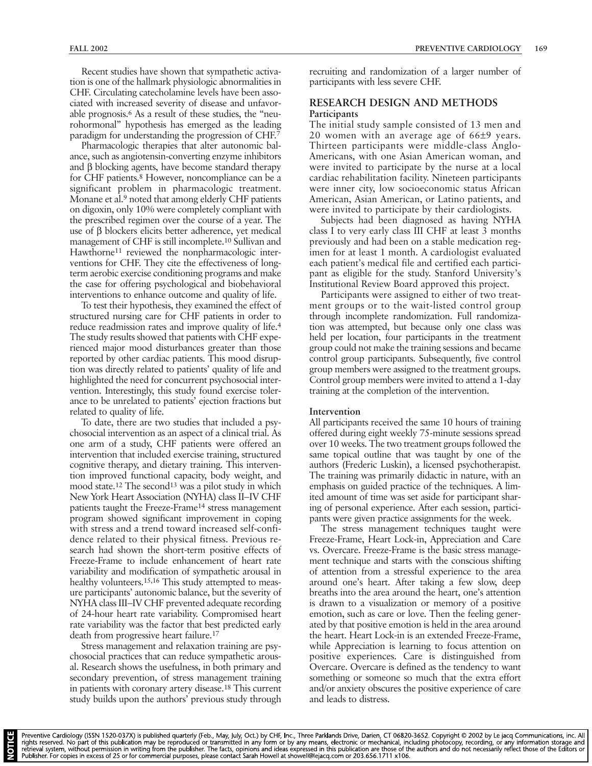Recent studies have shown that sympathetic activation is one of the hallmark physiologic abnormalities in CHF. Circulating catecholamine levels have been associated with increased severity of disease and unfavorable prognosis.[6] As a result of these studies, the "neurohormonal" hypothesis has emerged as the leading paradigm for understanding the progression of CHF.[7]

Pharmacologic therapies that alter autonomic balance, such as angiotensin-converting enzyme inhibitors and β blocking agents, have become standard therapy for CHF patients.[8] However, noncompliance can be a significant problem in pharmacologic treatment. Monane et al.[9] noted that among elderly CHF patients on digoxin, only 10% were completely compliant with the prescribed regimen over the course of a year. The use of β blockers elicits better adherence, yet medical management of CHF is still incomplete.[10] Sullivan and Hawthorne[11] reviewed the nonpharmacologic interventions for CHF. They cite the effectiveness of long-term aerobic exercise conditioning programs and make the case for offering psychological and biobehavioral interventions to enhance outcome and quality of life.

To test their hypothesis, they examined the effect of structured nursing care for CHF patients in order to reduce readmission rates and improve quality of life.[4] The study results showed that patients with CHF experienced major mood disturbances greater than those reported by other cardiac patients. This mood disruption was directly related to patients' quality of life and highlighted the need for concurrent psychosocial intervention. Interestingly, this study found exercise tolerance to be unrelated to patients' ejection fractions but related to quality of life.

To date, there are two studies that included a psychosocial intervention as an aspect of a clinical trial. As one arm of a study, CHF patients were offered an intervention that included exercise training, structured cognitive therapy, and dietary training. This intervention improved functional capacity, body weight, and mood state.[12] The second[13] was a pilot study in which New York Heart Association (NYHA) class II–IV CHF patients taught the Freeze-Frame[14] stress management program showed significant improvement in coping with stress and a trend toward increased self-confidence related to their physical fitness. Previous research had shown the short-term positive effects of Freeze-Frame to include enhancement of heart rate variability and modification of sympathetic arousal in healthy volunteers.[15,16] This study attempted to measure participants' autonomic balance, but the severity of NYHA class III–IV CHF prevented adequate recording of 24-hour heart rate variability. Compromised heart rate variability was the factor that best predicted early death from progressive heart failure.[17]

Stress management and relaxation training are psychosocial practices that can reduce sympathetic arousal. Research shows the usefulness, in both primary and secondary prevention, of stress management training in patients with coronary artery disease.[18] This current study builds upon the authors' previous study through recruiting and randomization of a larger number of participants with less severe CHF.

## RESEARCH DESIGN AND METHODS

### Participants

The initial study sample consisted of 13 men and 20 women with an average age of 66±9 years. Thirteen participants were middle-class Anglo-Americans, with one Asian American woman, and were invited to participate by the nurse at a local cardiac rehabilitation facility. Nineteen participants were inner city, low socioeconomic status African American, Asian American, or Latino patients, and were invited to participate by their cardiologists.

Subjects had been diagnosed as having NYHA class I to very early class III CHF at least 3 months previously and had been on a stable medication regimen for at least 1 month. A cardiologist evaluated each patient's medical file and certified each participant as eligible for the study. Stanford University's Institutional Review Board approved this project.

Participants were assigned to either of two treatment groups or to the wait-listed control group through incomplete randomization. Full randomization was attempted, but because only one class was held per location, four participants in the treatment group could not make the training sessions and became control group participants. Subsequently, five control group members were assigned to the treatment groups. Control group members were invited to attend a 1-day training at the completion of the intervention.

### Intervention

All participants received the same 10 hours of training offered during eight weekly 75-minute sessions spread over 10 weeks. The two treatment groups followed the same topical outline that was taught by one of the authors (Frederic Luskin), a licensed psychotherapist. The training was primarily didactic in nature, with an emphasis on guided practice of the techniques. A limited amount of time was set aside for participant sharing of personal experience. After each session, participants were given practice assignments for the week.

The stress management techniques taught were Freeze-Frame, Heart Lock-in, Appreciation and Care vs. Overcare. Freeze-Frame is the basic stress management technique and starts with the conscious shifting of attention from a stressful experience to the area around one's heart. After taking a few slow, deep breaths into the area around the heart, one's attention is drawn to a visualization or memory of a positive emotion, such as care or love. Then the feeling generated by that positive emotion is held in the area around the heart. Heart Lock-in is an extended Freeze-Frame, while Appreciation is learning to focus attention on positive experiences. Care is distinguished from Overcare. Overcare is defined as the tendency to want something or someone so much that the extra effort and/or anxiety obscures the positive experience of care and leads to distress.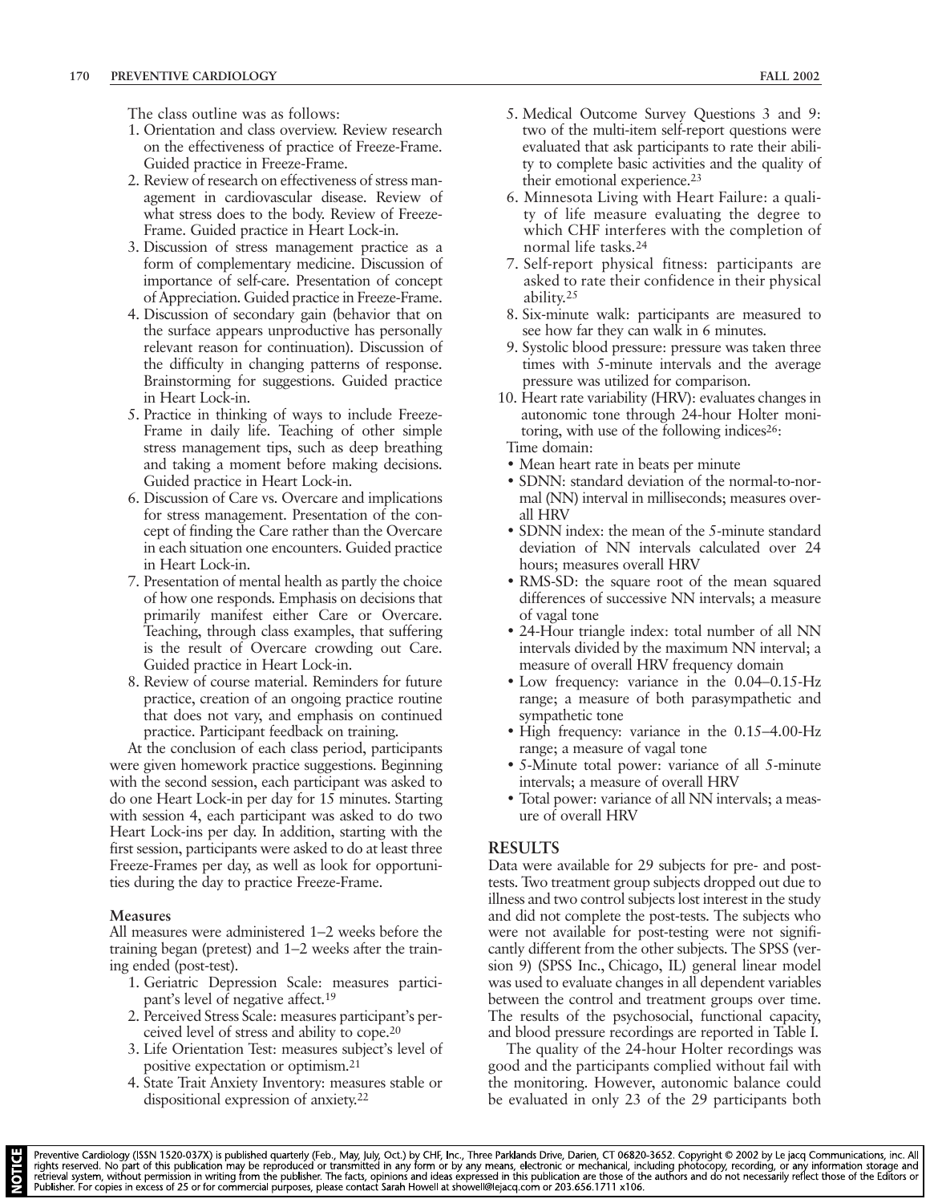The class outline was as follows:

1. Orientation and class overview. Review research on the effectiveness of practice of Freeze-Frame. Guided practice in Freeze-Frame.
2. Review of research on effectiveness of stress management in cardiovascular disease. Review of what stress does to the body. Review of Freeze-Frame. Guided practice in Heart Lock-in.
3. Discussion of stress management practice as a form of complementary medicine. Discussion of importance of self-care. Presentation of concept of Appreciation. Guided practice in Freeze-Frame.
4. Discussion of secondary gain (behavior that on the surface appears unproductive has personally relevant reason for continuation). Discussion of the difficulty in changing patterns of response. Brainstorming for suggestions. Guided practice in Heart Lock-in.
5. Practice in thinking of ways to include Freeze-Frame in daily life. Teaching of other simple stress management tips, such as deep breathing and taking a moment before making decisions. Guided practice in Heart Lock-in.
6. Discussion of Care vs. Overcare and implications for stress management. Presentation of the concept of finding the Care rather than the Overcare in each situation one encounters. Guided practice in Heart Lock-in.
7. Presentation of mental health as partly the choice of how one responds. Emphasis on decisions that primarily manifest either Care or Overcare. Teaching, through class examples, that suffering is the result of Overcare crowding out Care. Guided practice in Heart Lock-in.
8. Review of course material. Reminders for future practice, creation of an ongoing practice routine that does not vary, and emphasis on continued practice. Participant feedback on training.

At the conclusion of each class period, participants were given homework practice suggestions. Beginning with the second session, each participant was asked to do one Heart Lock-in per day for 15 minutes. Starting with session 4, each participant was asked to do two Heart Lock-ins per day. In addition, starting with the first session, participants were asked to do at least three Freeze-Frames per day, as well as look for opportunities during the day to practice Freeze-Frame.

### Measures

All measures were administered 1–2 weeks before the training began (pretest) and 1–2 weeks after the training ended (post-test).

1. Geriatric Depression Scale: measures participant's level of negative affect.[19]
2. Perceived Stress Scale: measures participant's perceived level of stress and ability to cope.[20]
3. Life Orientation Test: measures subject's level of positive expectation or optimism.[21]
4. State Trait Anxiety Inventory: measures stable or dispositional expression of anxiety.[22]
5. Medical Outcome Survey Questions 3 and 9: two of the multi-item self-report questions were evaluated that ask participants to rate their ability to complete basic activities and the quality of their emotional experience.[23]
6. Minnesota Living with Heart Failure: a quality of life measure evaluating the degree to which CHF interferes with the completion of normal life tasks.[24]
7. Self-report physical fitness: participants are asked to rate their confidence in their physical ability.[25]
8. Six-minute walk: participants are measured to see how far they can walk in 6 minutes.
9. Systolic blood pressure: pressure was taken three times with 5-minute intervals and the average pressure was utilized for comparison.
10. Heart rate variability (HRV): evaluates changes in autonomic tone through 24-hour Holter monitoring, with use of the following indices[26]:

Time domain:

- Mean heart rate in beats per minute
- SDNN: standard deviation of the normal-to-normal (NN) interval in milliseconds; measures overall HRV
- SDNN index: the mean of the 5-minute standard deviation of NN intervals calculated over 24 hours; measures overall HRV
- RMS-SD: the square root of the mean squared differences of successive NN intervals; a measure of vagal tone
- 24-Hour triangle index: total number of all NN intervals divided by the maximum NN interval; a measure of overall HRV frequency domain
- Low frequency: variance in the 0.04–0.15-Hz range; a measure of both parasympathetic and sympathetic tone
- High frequency: variance in the 0.15–4.00-Hz range; a measure of vagal tone
- 5-Minute total power: variance of all 5-minute intervals; a measure of overall HRV
- Total power: variance of all NN intervals; a measure of overall HRV

## RESULTS

Data were available for 29 subjects for pre- and post-tests. Two treatment group subjects dropped out due to illness and two control subjects lost interest in the study and did not complete the post-tests. The subjects who were not available for post-testing were not significantly different from the other subjects. The SPSS (version 9) (SPSS Inc., Chicago, IL) general linear model was used to evaluate changes in all dependent variables between the control and treatment groups over time. The results of the psychosocial, functional capacity, and blood pressure recordings are reported in Table I.

The quality of the 24-hour Holter recordings was good and the participants complied without fail with the monitoring. However, autonomic balance could be evaluated in only 23 of the 29 participants both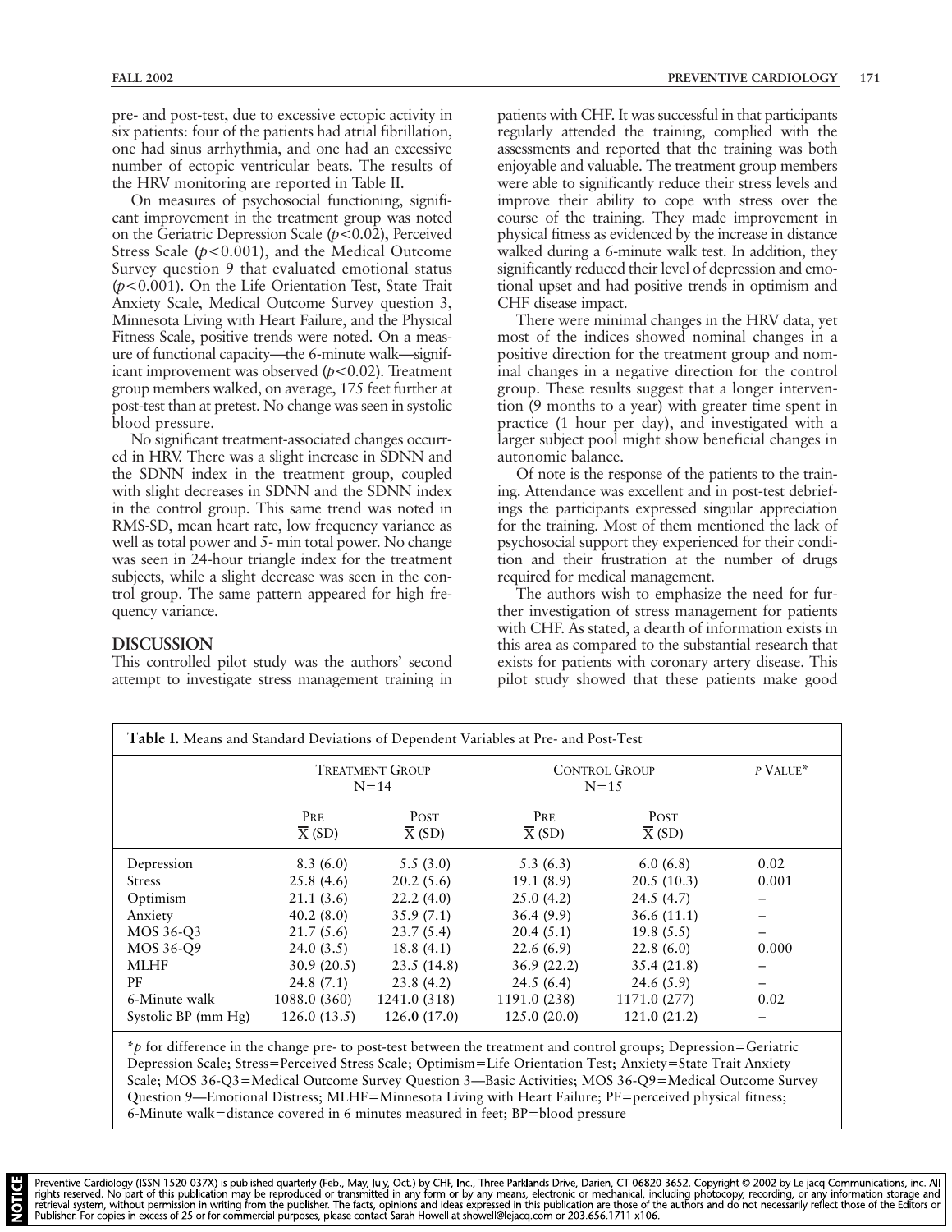pre- and post-test, due to excessive ectopic activity in six patients: four of the patients had atrial fibrillation, one had sinus arrhythmia, and one had an excessive number of ectopic ventricular beats. The results of the HRV monitoring are reported in Table II.

On measures of psychosocial functioning, significant improvement in the treatment group was noted on the Geriatric Depression Scale ($p<0.02$), Perceived Stress Scale ($p<0.001$), and the Medical Outcome Survey question 9 that evaluated emotional status ($p<0.001$). On the Life Orientation Test, State Trait Anxiety Scale, Medical Outcome Survey question 3, Minnesota Living with Heart Failure, and the Physical Fitness Scale, positive trends were noted. On a measure of functional capacity—the 6-minute walk—significant improvement was observed ($p<0.02$). Treatment group members walked, on average, 175 feet further at post-test than at pretest. No change was seen in systolic blood pressure.

No significant treatment-associated changes occurred in HRV. There was a slight increase in SDNN and the SDNN index in the treatment group, coupled with slight decreases in SDNN and the SDNN index in the control group. This same trend was noted in RMS-SD, mean heart rate, low frequency variance as well as total power and 5- min total power. No change was seen in 24-hour triangle index for the treatment subjects, while a slight decrease was seen in the control group. The same pattern appeared for high frequency variance.

## DISCUSSION

This controlled pilot study was the authors' second attempt to investigate stress management training in patients with CHF. It was successful in that participants regularly attended the training, complied with the assessments and reported that the training was both enjoyable and valuable. The treatment group members were able to significantly reduce their stress levels and improve their ability to cope with stress over the course of the training. They made improvement in physical fitness as evidenced by the increase in distance walked during a 6-minute walk test. In addition, they significantly reduced their level of depression and emotional upset and had positive trends in optimism and CHF disease impact.

There were minimal changes in the HRV data, yet most of the indices showed nominal changes in a positive direction for the treatment group and nominal changes in a negative direction for the control group. These results suggest that a longer intervention (9 months to a year) with greater time spent in practice (1 hour per day), and investigated with a larger subject pool might show beneficial changes in autonomic balance.

Of note is the response of the patients to the training. Attendance was excellent and in post-test debriefings the participants expressed singular appreciation for the training. Most of them mentioned the lack of psychosocial support they experienced for their condition and their frustration at the number of drugs required for medical management.

The authors wish to emphasize the need for further investigation of stress management for patients with CHF. As stated, a dearth of information exists in this area as compared to the substantial research that exists for patients with coronary artery disease. This pilot study showed that these patients make good

**Table I.** Means and Standard Deviations of Dependent Variables at Pre- and Post-Test

| | Treatment Group N=14 | | Control Group N=15 | | p Value* |
|---|---|---|---|---|---|
| | Pre $\overline{X}$ (SD) | Post $\overline{X}$ (SD) | Pre $\overline{X}$ (SD) | Post $\overline{X}$ (SD) | |
| Depression | 8.3 (6.0) | 5.5 (3.0) | 5.3 (6.3) | 6.0 (6.8) | 0.02 |
| Stress | 25.8 (4.6) | 20.2 (5.6) | 19.1 (8.9) | 20.5 (10.3) | 0.001 |
| Optimism | 21.1 (3.6) | 22.2 (4.0) | 25.0 (4.2) | 24.5 (4.7) | – |
| Anxiety | 40.2 (8.0) | 35.9 (7.1) | 36.4 (9.9) | 36.6 (11.1) | – |
| MOS 36-Q3 | 21.7 (5.6) | 23.7 (5.4) | 20.4 (5.1) | 19.8 (5.5) | – |
| MOS 36-Q9 | 24.0 (3.5) | 18.8 (4.1) | 22.6 (6.9) | 22.8 (6.0) | 0.000 |
| MLHF | 30.9 (20.5) | 23.5 (14.8) | 36.9 (22.2) | 35.4 (21.8) | – |
| PF | 24.8 (7.1) | 23.8 (4.2) | 24.5 (6.4) | 24.6 (5.9) | – |
| 6-Minute walk | 1088.0 (360) | 1241.0 (318) | 1191.0 (238) | 1171.0 (277) | 0.02 |
| Systolic BP (mm Hg) | 126.0 (13.5) | 126.0 (17.0) | 125.0 (20.0) | 121.0 (21.2) | – |

*p for difference in the change pre- to post-test between the treatment and control groups; Depression=Geriatric Depression Scale; Stress=Perceived Stress Scale; Optimism=Life Orientation Test; Anxiety=State Trait Anxiety Scale; MOS 36-Q3=Medical Outcome Survey Question 3—Basic Activities; MOS 36-Q9=Medical Outcome Survey Question 9—Emotional Distress; MLHF=Minnesota Living with Heart Failure; PF=perceived physical fitness; 6-Minute walk=distance covered in 6 minutes measured in feet; BP=blood pressure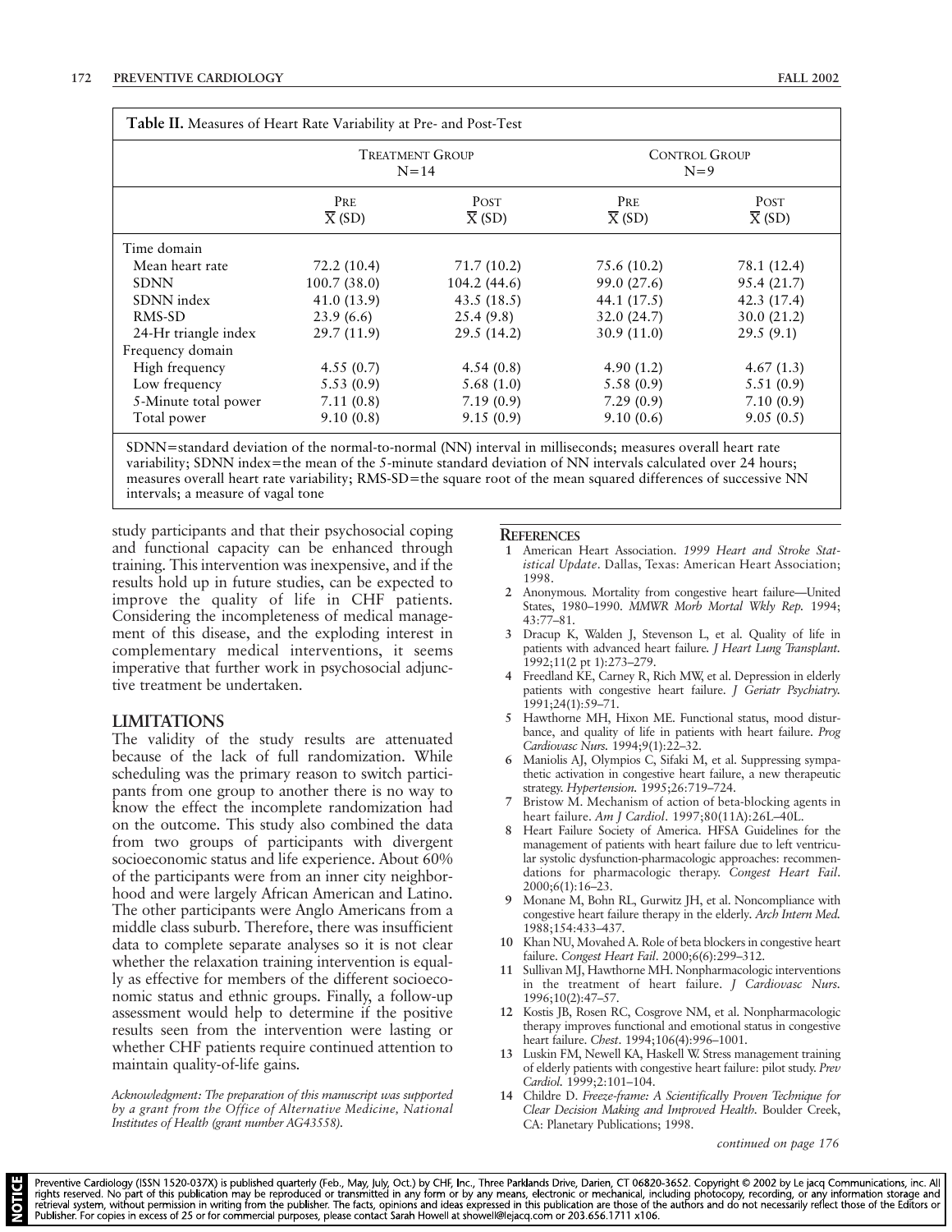**Table II.** Measures of Heart Rate Variability at Pre- and Post-Test

| | Treatment Group N=14 | | Control Group N=9 | |
|---|---|---|---|---|
| | Pre $\overline{X}$ (SD) | Post $\overline{X}$ (SD) | Pre $\overline{X}$ (SD) | Post $\overline{X}$ (SD) |
| Time domain | | | | |
| Mean heart rate | 72.2 (10.4) | 71.7 (10.2) | 75.6 (10.2) | 78.1 (12.4) |
| SDNN | 100.7 (38.0) | 104.2 (44.6) | 99.0 (27.6) | 95.4 (21.7) |
| SDNN index | 41.0 (13.9) | 43.5 (18.5) | 44.1 (17.5) | 42.3 (17.4) |
| RMS-SD | 23.9 (6.6) | 25.4 (9.8) | 32.0 (24.7) | 30.0 (21.2) |
| 24-Hr triangle index | 29.7 (11.9) | 29.5 (14.2) | 30.9 (11.0) | 29.5 (9.1) |
| Frequency domain | | | | |
| High frequency | 4.55 (0.7) | 4.54 (0.8) | 4.90 (1.2) | 4.67 (1.3) |
| Low frequency | 5.53 (0.9) | 5.68 (1.0) | 5.58 (0.9) | 5.51 (0.9) |
| 5-Minute total power | 7.11 (0.8) | 7.19 (0.9) | 7.29 (0.9) | 7.10 (0.9) |
| Total power | 9.10 (0.8) | 9.15 (0.9) | 9.10 (0.6) | 9.05 (0.5) |

SDNN=standard deviation of the normal-to-normal (NN) interval in milliseconds; measures overall heart rate variability; SDNN index=the mean of the 5-minute standard deviation of NN intervals calculated over 24 hours; measures overall heart rate variability; RMS-SD=the square root of the mean squared differences of successive NN intervals; a measure of vagal tone

study participants and that their psychosocial coping and functional capacity can be enhanced through training. This intervention was inexpensive, and if the results hold up in future studies, can be expected to improve the quality of life in CHF patients. Considering the incompleteness of medical management of this disease, and the exploding interest in complementary medical interventions, it seems imperative that further work in psychosocial adjunctive treatment be undertaken.

## LIMITATIONS

The validity of the study results are attenuated because of the lack of full randomization. While scheduling was the primary reason to switch participants from one group to another there is no way to know the effect the incomplete randomization had on the outcome. This study also combined the data from two groups of participants with divergent socioeconomic status and life experience. About 60% of the participants were from an inner city neighborhood and were largely African American and Latino. The other participants were Anglo Americans from a middle class suburb. Therefore, there was insufficient data to complete separate analyses so it is not clear whether the relaxation training intervention is equally as effective for members of the different socioeconomic status and ethnic groups. Finally, a follow-up assessment would help to determine if the positive results seen from the intervention were lasting or whether CHF patients require continued attention to maintain quality-of-life gains.

*Acknowledgment: The preparation of this manuscript was supported by a grant from the Office of Alternative Medicine, National Institutes of Health (grant number AG43558).*

## REFERENCES

1. American Heart Association. *1999 Heart and Stroke Statistical Update*. Dallas, Texas: American Heart Association; 1998.
2. Anonymous. Mortality from congestive heart failure—United States, 1980–1990. *MMWR Morb Mortal Wkly Rep.* 1994; 43:77–81.
3. Dracup K, Walden J, Stevenson L, et al. Quality of life in patients with advanced heart failure. *J Heart Lung Transplant.* 1992;11(2 pt 1):273–279.
4. Freedland KE, Carney R, Rich MW, et al. Depression in elderly patients with congestive heart failure. *J Geriatr Psychiatry.* 1991;24(1):59–71.
5. Hawthorne MH, Hixon ME. Functional status, mood disturbance, and quality of life in patients with heart failure. *Prog Cardiovasc Nurs.* 1994;9(1):22–32.
6. Maniolis AJ, Olympios C, Sifaki M, et al. Suppressing sympathetic activation in congestive heart failure, a new therapeutic strategy. *Hypertension.* 1995;26:719–724.
7. Bristow M. Mechanism of action of beta-blocking agents in heart failure. *Am J Cardiol*. 1997;80(11A):26L–40L.
8. Heart Failure Society of America. HFSA Guidelines for the management of patients with heart failure due to left ventricular systolic dysfunction-pharmacologic approaches: recommendations for pharmacologic therapy. *Congest Heart Fail*. 2000;6(1):16–23.
9. Monane M, Bohn RL, Gurwitz JH, et al. Noncompliance with congestive heart failure therapy in the elderly. *Arch Intern Med.* 1988;154:433–437.
10. Khan NU, Movahed A. Role of beta blockers in congestive heart failure. *Congest Heart Fail*. 2000;6(6):299–312.
11. Sullivan MJ, Hawthorne MH. Nonpharmacologic interventions in the treatment of heart failure. *J Cardiovasc Nurs.* 1996;10(2):47–57.
12. Kostis JB, Rosen RC, Cosgrove NM, et al. Nonpharmacologic therapy improves functional and emotional status in congestive heart failure. *Chest*. 1994;106(4):996–1001.
13. Luskin FM, Newell KA, Haskell W. Stress management training of elderly patients with congestive heart failure: pilot study. *Prev Cardiol.* 1999;2:101–104.
14. Childre D. *Freeze-frame: A Scientifically Proven Technique for Clear Decision Making and Improved Health.* Boulder Creek, CA: Planetary Publications; 1998.

*continued on page 176*

NOTICE: Preventive Cardiology (ISSN 1520-037X) is published quarterly (Feb., May, July, Oct.) by CHF, Inc., Three Parklands Drive, Darien, CT 06820-3652. Copyright © 2002 by Le Jacq Communications, Inc. All rights reserved. No part of this publication may be reproduced or transmitted in any form or by any means, electronic or mechanical, including photocopy, recording, or any information storage and retrieval system, without permission in writing from the publisher. The facts, opinions and ideas expressed in this publication are those of the authors and do not necessarily reflect those of the Editors or Publisher. For copies in excess of 25 or for commercial purposes, please contact Sarah Howell at showell@lejacq.com or 203.656.1711 x106.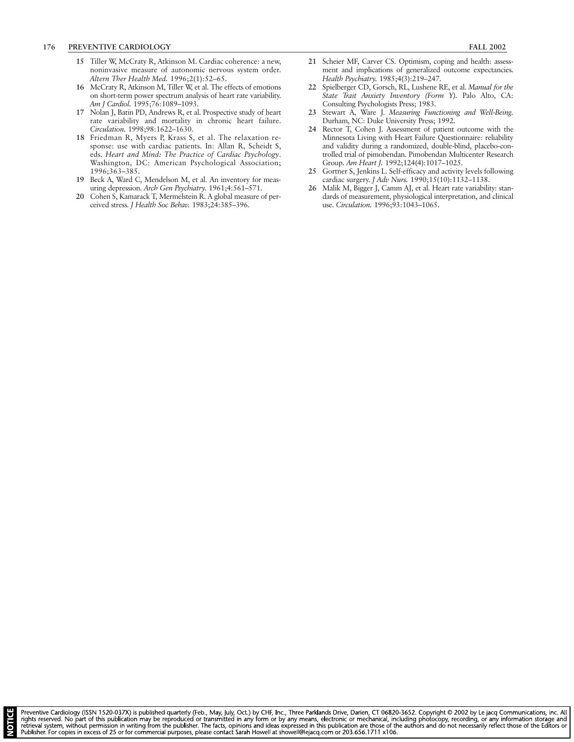15 Tiller W, McCraty R, Atkinson M. Cardiac coherence: a new, noninvasive measure of autonomic nervous system order. *Altern Ther Health Med.* 1996;2(1):52–65.

16 McCraty R, Atkinson M, Tiller W, et al. The effects of emotions on short-term power spectrum analysis of heart rate variability. *Am J Cardiol.* 1995;76:1089–1093.

17 Nolan J, Batin PD, Andrews R, et al. Prospective study of heart rate variability and mortality in chronic heart failure. *Circulation.* 1998;98:1622–1630.

18 Friedman R, Myers P, Krass S, et al. The relaxation response: use with cardiac patients. In: Allan R, Scheidt S, eds. *Heart and Mind: The Practice of Cardiac Psychology*. Washington, DC: American Psychological Association; 1996;363–385.

19 Beck A, Ward C, Mendelson M, et al. An inventory for measuring depression. *Arch Gen Psychiatry.* 1961;4:561–571.

20 Cohen S, Kamarack T, Mermelstein R. A global measure of perceived stress. *J Health Soc Behav.* 1983;24:385–396.

21 Scheier MF, Carver CS. Optimism, coping and health: assessment and implications of generalized outcome expectancies. *Health Psychiatry.* 1985;4(3):219–247.

22 Spielberger CD, Gorsch, RL, Lushene RE, et al. *Manual for the State Trait Anxiety Inventory (Form Y).* Palo Alto, CA: Consulting Psychologists Press; 1983.

23 Stewart A, Ware J. *Measuring Functioning and Well-Being.* Durham, NC: Duke University Press; 1992.

24 Rector T, Cohen J. Assessment of patient outcome with the Minnesota Living with Heart Failure Questionnaire: reliability and validity during a randomized, double-blind, placebo-controlled trial of pimobendan. Pimobendan Multicenter Research Group. *Am Heart J.* 1992;124(4):1017–1025.

25 Gortner S, Jenkins L. Self-efficacy and activity levels following cardiac surgery. *J Adv Nurs.* 1990;15(10):1132–1138.

26 Malik M, Bigger J, Camm AJ, et al. Heart rate variability: standards of measurement, physiological interpretation, and clinical use. *Circulation.* 1996;93:1043–1065.

**NOTICE**

Preventive Cardiology (ISSN 1520-037X) is published quarterly (Feb., May, July, Oct.) by CHF, Inc., Three Parklands Drive, Darien, CT 06820-3652. Copyright © 2002 by Le jacq Communications, inc. All rights reserved. No part of this publication may be reproduced or transmitted in any form or by any means, electronic or mechanical, including photocopy, recording, or any information storage and retrieval system, without permission in writing from the publisher. The facts, opinions and ideas expressed in this publication are those of the authors and do not necessarily reflect those of the Editors or Publisher. For copies in excess of 25 or for commercial purposes, please contact Sarah Howell at showell@lejacq.com or 203.656.1711 x106.